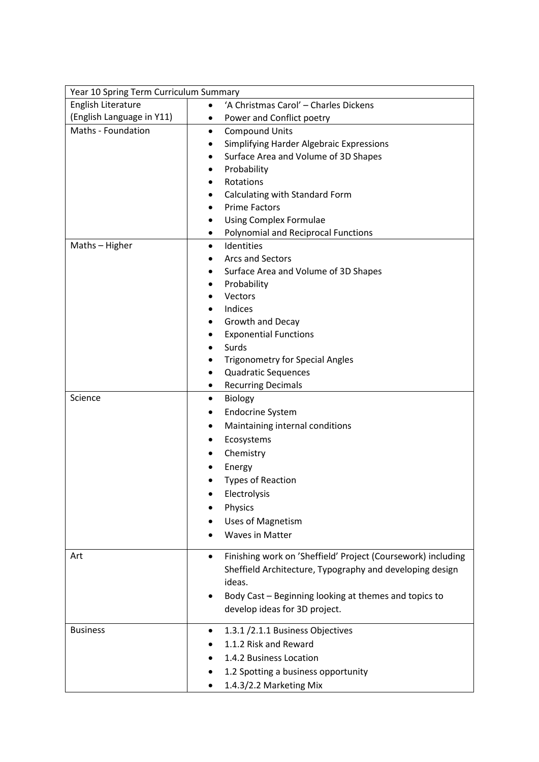| Year 10 Spring Term Curriculum Summary | |
|---|---|
| English Literature (English Language in Y11) | • 'A Christmas Carol' – Charles Dickens<br>• Power and Conflict poetry |
| Maths - Foundation | • Compound Units<br>• Simplifying Harder Algebraic Expressions<br>• Surface Area and Volume of 3D Shapes<br>• Probability<br>• Rotations<br>• Calculating with Standard Form<br>• Prime Factors<br>• Using Complex Formulae<br>• Polynomial and Reciprocal Functions |
| Maths – Higher | • Identities<br>• Arcs and Sectors<br>• Surface Area and Volume of 3D Shapes<br>• Probability<br>• Vectors<br>• Indices<br>• Growth and Decay<br>• Exponential Functions<br>• Surds<br>• Trigonometry for Special Angles<br>• Quadratic Sequences<br>• Recurring Decimals |
| Science | • Biology<br>• Endocrine System<br>• Maintaining internal conditions<br>• Ecosystems<br>• Chemistry<br>• Energy<br>• Types of Reaction<br>• Electrolysis<br>• Physics<br>• Uses of Magnetism<br>• Waves in Matter |
| Art | • Finishing work on 'Sheffield' Project (Coursework) including Sheffield Architecture, Typography and developing design ideas.<br>• Body Cast – Beginning looking at themes and topics to develop ideas for 3D project. |
| Business | • 1.3.1 /2.1.1 Business Objectives<br>• 1.1.2 Risk and Reward<br>• 1.4.2 Business Location<br>• 1.2 Spotting a business opportunity<br>• 1.4.3/2.2 Marketing Mix |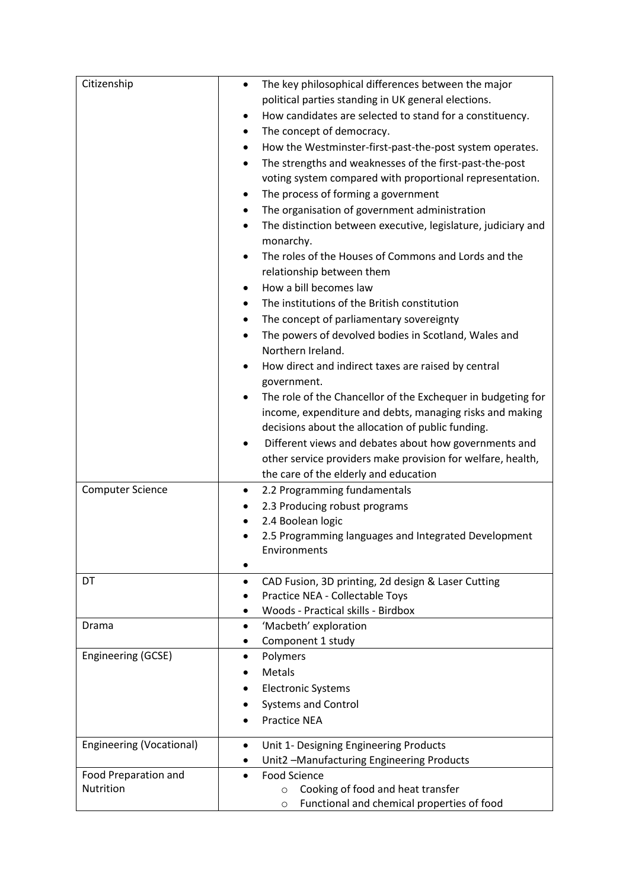| Citizenship | • The key philosophical differences between the major political parties standing in UK general elections.<br>• How candidates are selected to stand for a constituency.<br>• The concept of democracy.<br>• How the Westminster-first-past-the-post system operates.<br>• The strengths and weaknesses of the first-past-the-post voting system compared with proportional representation.<br>• The process of forming a government<br>• The organisation of government administration<br>• The distinction between executive, legislature, judiciary and monarchy.<br>• The roles of the Houses of Commons and Lords and the relationship between them<br>• How a bill becomes law<br>• The institutions of the British constitution<br>• The concept of parliamentary sovereignty<br>• The powers of devolved bodies in Scotland, Wales and Northern Ireland.<br>• How direct and indirect taxes are raised by central government.<br>• The role of the Chancellor of the Exchequer in budgeting for income, expenditure and debts, managing risks and making decisions about the allocation of public funding.<br>• Different views and debates about how governments and other service providers make provision for welfare, health, the care of the elderly and education |
|---|---|
| Computer Science | • 2.2 Programming fundamentals<br>• 2.3 Producing robust programs<br>• 2.4 Boolean logic<br>• 2.5 Programming languages and Integrated Development Environments<br>• |
| DT | • CAD Fusion, 3D printing, 2d design & Laser Cutting<br>• Practice NEA - Collectable Toys<br>• Woods - Practical skills - Birdbox |
| Drama | • 'Macbeth' exploration<br>• Component 1 study |
| Engineering (GCSE) | • Polymers<br>• Metals<br>• Electronic Systems<br>• Systems and Control<br>• Practice NEA |
| Engineering (Vocational) | • Unit 1- Designing Engineering Products<br>• Unit2 –Manufacturing Engineering Products |
| Food Preparation and Nutrition | • Food Science<br>  ○ Cooking of food and heat transfer<br>  ○ Functional and chemical properties of food |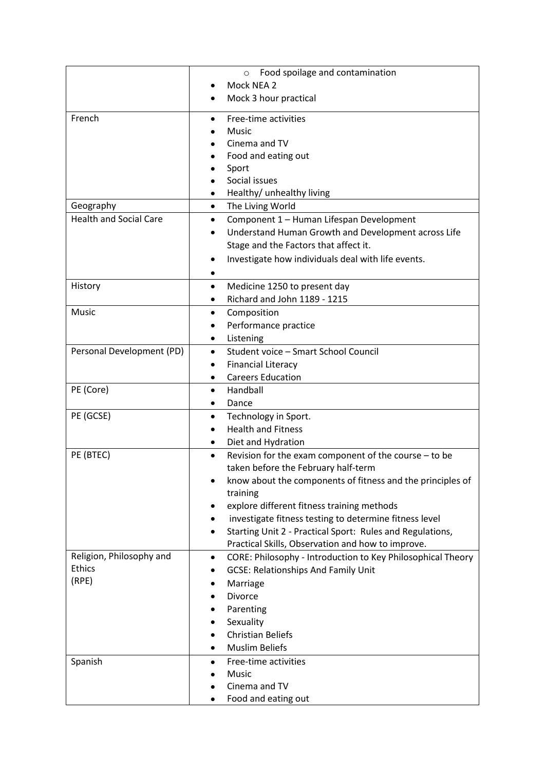| | |
|---|---|
| | ◦ Food spoilage and contamination<br>• Mock NEA 2<br>• Mock 3 hour practical |
| French | • Free-time activities<br>• Music<br>• Cinema and TV<br>• Food and eating out<br>• Sport<br>• Social issues<br>• Healthy/ unhealthy living |
| Geography | • The Living World |
| Health and Social Care | • Component 1 – Human Lifespan Development<br>• Understand Human Growth and Development across Life Stage and the Factors that affect it.<br>• Investigate how individuals deal with life events.<br>• |
| History | • Medicine 1250 to present day<br>• Richard and John 1189 - 1215 |
| Music | • Composition<br>• Performance practice<br>• Listening |
| Personal Development (PD) | • Student voice – Smart School Council<br>• Financial Literacy<br>• Careers Education |
| PE (Core) | • Handball<br>• Dance |
| PE (GCSE) | • Technology in Sport.<br>• Health and Fitness<br>• Diet and Hydration |
| PE (BTEC) | • Revision for the exam component of the course – to be taken before the February half-term<br>• know about the components of fitness and the principles of training<br>• explore different fitness training methods<br>• investigate fitness testing to determine fitness level<br>• Starting Unit 2 - Practical Sport: Rules and Regulations, Practical Skills, Observation and how to improve. |
| Religion, Philosophy and Ethics (RPE) | • CORE: Philosophy - Introduction to Key Philosophical Theory<br>• GCSE: Relationships And Family Unit<br>• Marriage<br>• Divorce<br>• Parenting<br>• Sexuality<br>• Christian Beliefs<br>• Muslim Beliefs |
| Spanish | • Free-time activities<br>• Music<br>• Cinema and TV<br>• Food and eating out |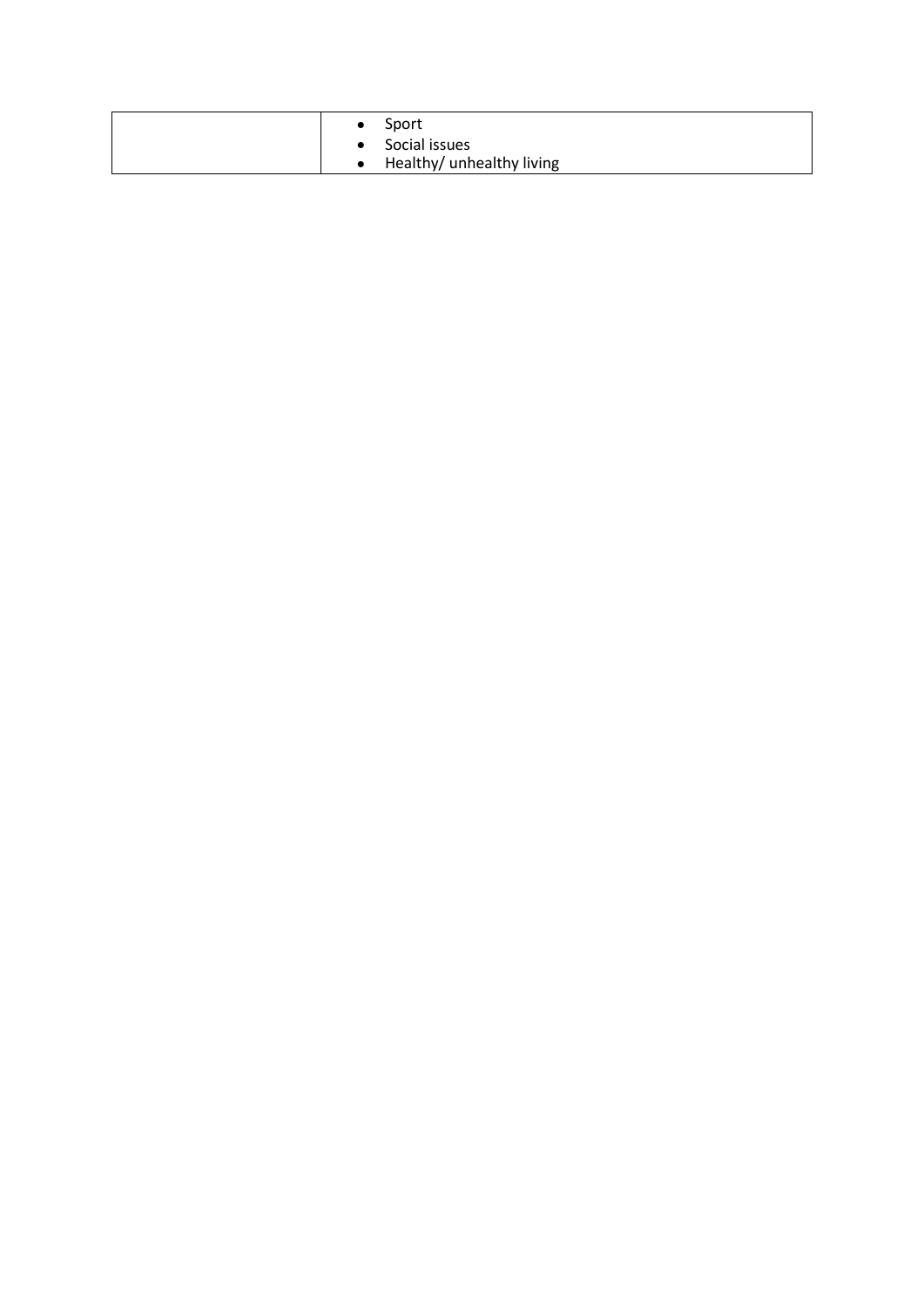| | |
|---|---|
| | • Sport<br>• Social issues<br>• Healthy/ unhealthy living |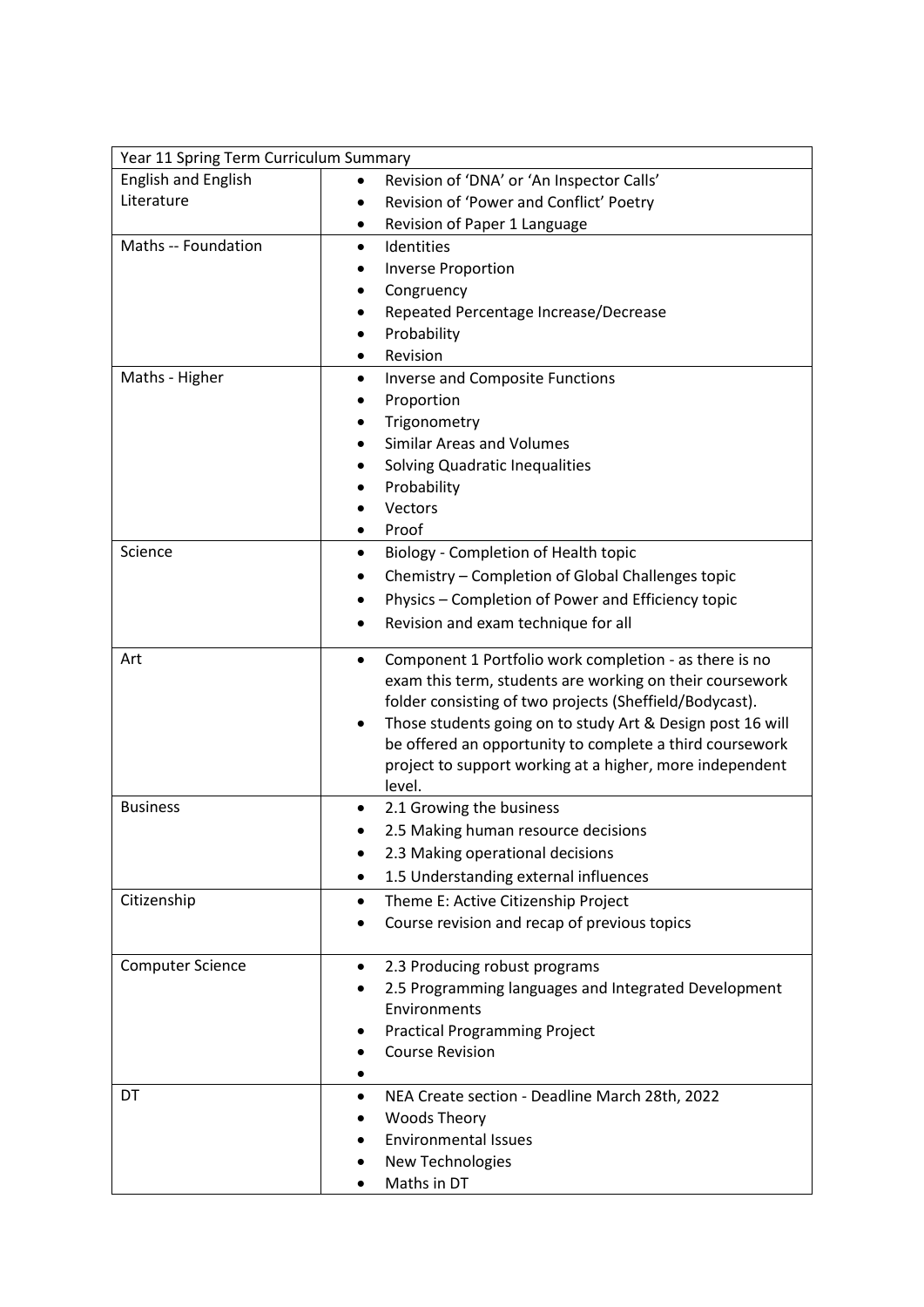| Year 11 Spring Term Curriculum Summary | |
|---|---|
| English and English Literature | • Revision of 'DNA' or 'An Inspector Calls'<br>• Revision of 'Power and Conflict' Poetry<br>• Revision of Paper 1 Language |
| Maths -- Foundation | • Identities<br>• Inverse Proportion<br>• Congruency<br>• Repeated Percentage Increase/Decrease<br>• Probability<br>• Revision |
| Maths - Higher | • Inverse and Composite Functions<br>• Proportion<br>• Trigonometry<br>• Similar Areas and Volumes<br>• Solving Quadratic Inequalities<br>• Probability<br>• Vectors<br>• Proof |
| Science | • Biology - Completion of Health topic<br>• Chemistry – Completion of Global Challenges topic<br>• Physics – Completion of Power and Efficiency topic<br>• Revision and exam technique for all |
| Art | • Component 1 Portfolio work completion - as there is no exam this term, students are working on their coursework folder consisting of two projects (Sheffield/Bodycast).<br>• Those students going on to study Art & Design post 16 will be offered an opportunity to complete a third coursework project to support working at a higher, more independent level. |
| Business | • 2.1 Growing the business<br>• 2.5 Making human resource decisions<br>• 2.3 Making operational decisions<br>• 1.5 Understanding external influences |
| Citizenship | • Theme E: Active Citizenship Project<br>• Course revision and recap of previous topics |
| Computer Science | • 2.3 Producing robust programs<br>• 2.5 Programming languages and Integrated Development Environments<br>• Practical Programming Project<br>• Course Revision<br>• |
| DT | • NEA Create section - Deadline March 28th, 2022<br>• Woods Theory<br>• Environmental Issues<br>• New Technologies<br>• Maths in DT |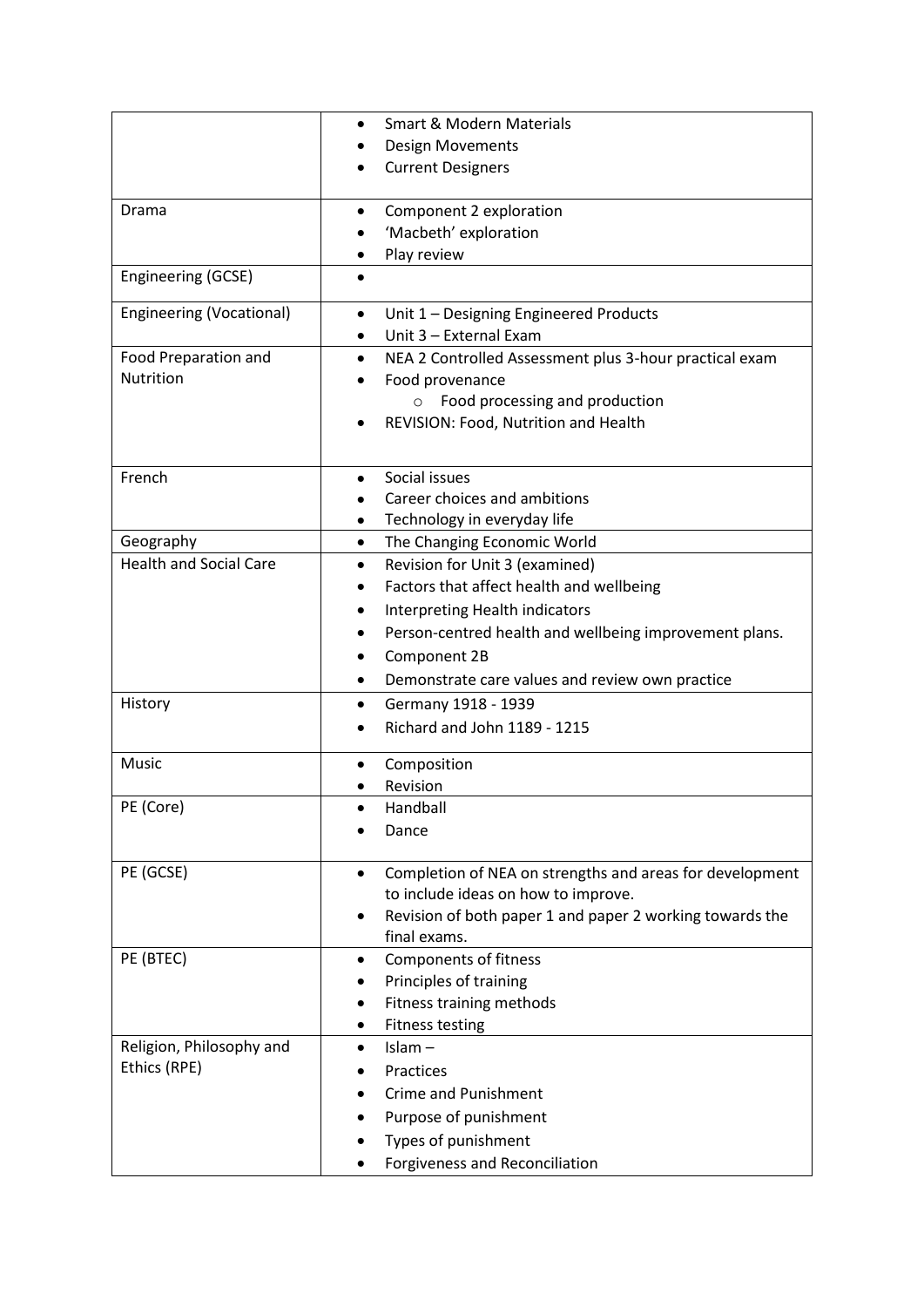| | |
|---|---|
| | • Smart & Modern Materials<br>• Design Movements<br>• Current Designers |
| Drama | • Component 2 exploration<br>• 'Macbeth' exploration<br>• Play review |
| Engineering (GCSE) | • |
| Engineering (Vocational) | • Unit 1 – Designing Engineered Products<br>• Unit 3 – External Exam |
| Food Preparation and Nutrition | • NEA 2 Controlled Assessment plus 3-hour practical exam<br>• Food provenance<br>&nbsp;&nbsp;&nbsp;&nbsp;○ Food processing and production<br>• REVISION: Food, Nutrition and Health |
| French | • Social issues<br>• Career choices and ambitions<br>• Technology in everyday life |
| Geography | • The Changing Economic World |
| Health and Social Care | • Revision for Unit 3 (examined)<br>• Factors that affect health and wellbeing<br>• Interpreting Health indicators<br>• Person-centred health and wellbeing improvement plans.<br>• Component 2B<br>• Demonstrate care values and review own practice |
| History | • Germany 1918 - 1939<br>• Richard and John 1189 - 1215 |
| Music | • Composition<br>• Revision |
| PE (Core) | • Handball<br>• Dance |
| PE (GCSE) | • Completion of NEA on strengths and areas for development to include ideas on how to improve.<br>• Revision of both paper 1 and paper 2 working towards the final exams. |
| PE (BTEC) | • Components of fitness<br>• Principles of training<br>• Fitness training methods<br>• Fitness testing |
| Religion, Philosophy and Ethics (RPE) | • Islam –<br>• Practices<br>• Crime and Punishment<br>• Purpose of punishment<br>• Types of punishment<br>• Forgiveness and Reconciliation |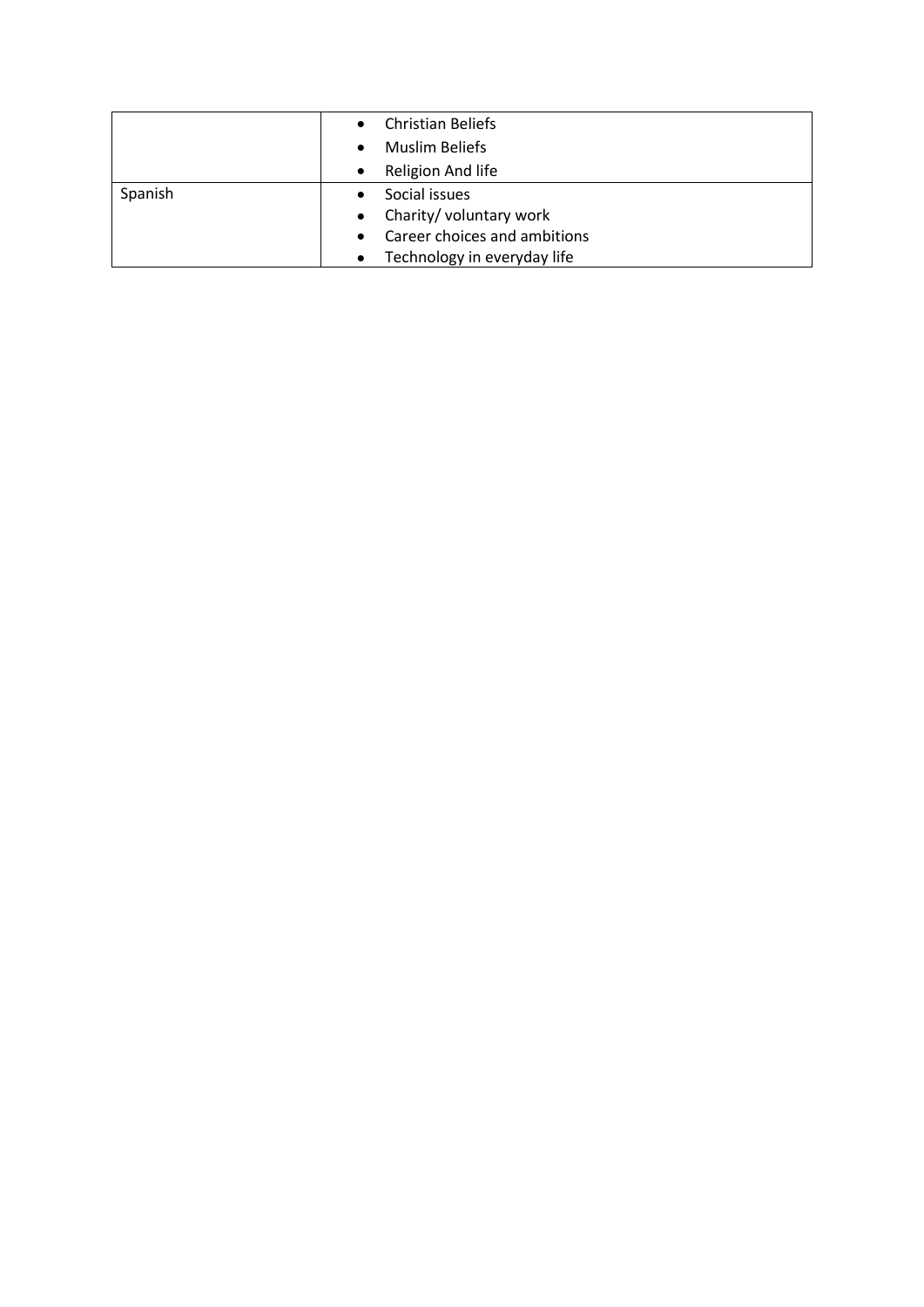| | |
|---|---|
| | • Christian Beliefs<br>• Muslim Beliefs<br>• Religion And life |
| Spanish | • Social issues<br>• Charity/ voluntary work<br>• Career choices and ambitions<br>• Technology in everyday life |